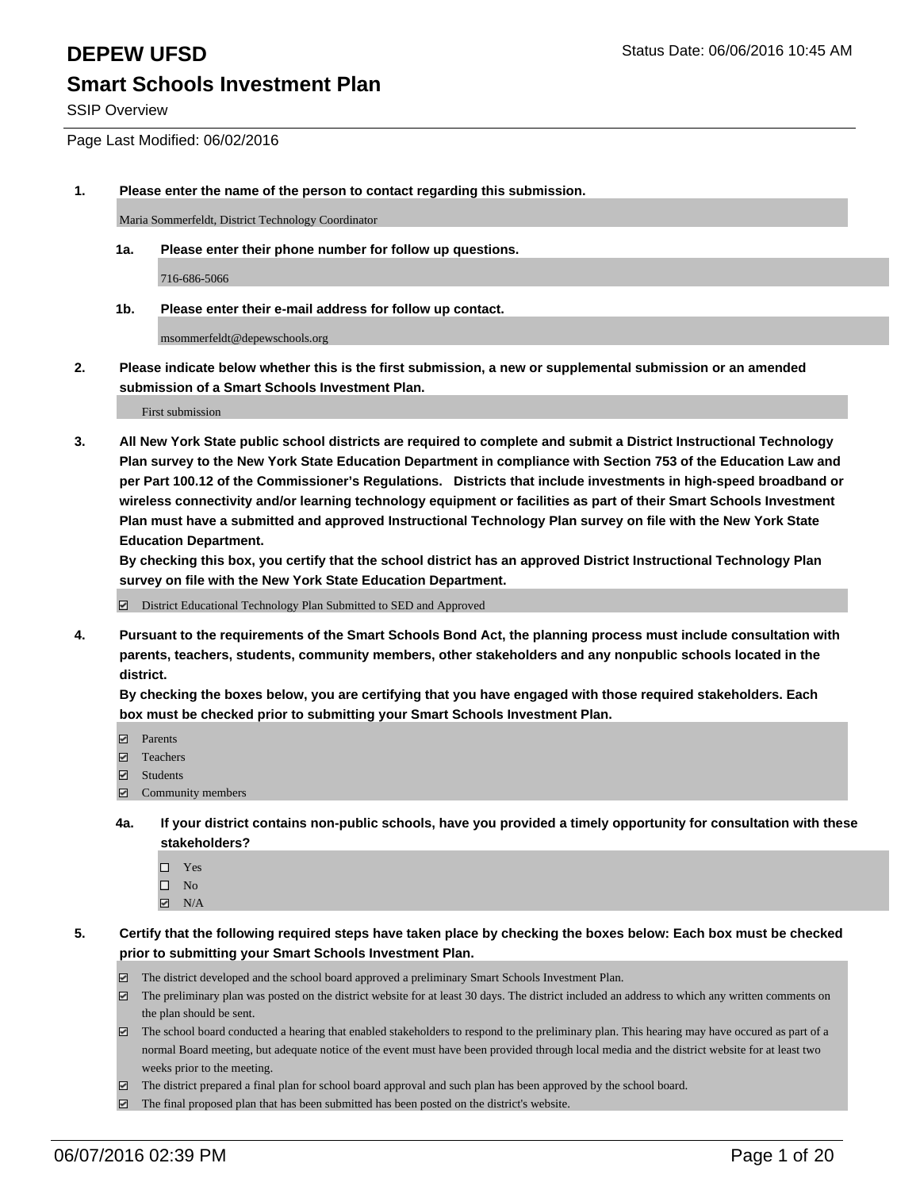# DEPEW UFSD

Status Date: 06/06/2016 10:45 AM

## Smart Schools Investment Plan

SSIP Overview

Page Last Modified: 06/02/2016

**1. Please enter the name of the person to contact regarding this submission.**

Maria Sommerfeldt, District Technology Coordinator

**1a. Please enter their phone number for follow up questions.**

716-686-5066

**1b. Please enter their e-mail address for follow up contact.**

msommerfeldt@depewschools.org

**2. Please indicate below whether this is the first submission, a new or supplemental submission or an amended submission of a Smart Schools Investment Plan.**

First submission

**3. All New York State public school districts are required to complete and submit a District Instructional Technology Plan survey to the New York State Education Department in compliance with Section 753 of the Education Law and per Part 100.12 of the Commissioner's Regulations. Districts that include investments in high-speed broadband or wireless connectivity and/or learning technology equipment or facilities as part of their Smart Schools Investment Plan must have a submitted and approved Instructional Technology Plan survey on file with the New York State Education Department.**
**By checking this box, you certify that the school district has an approved District Instructional Technology Plan survey on file with the New York State Education Department.**

☑ District Educational Technology Plan Submitted to SED and Approved

**4. Pursuant to the requirements of the Smart Schools Bond Act, the planning process must include consultation with parents, teachers, students, community members, other stakeholders and any nonpublic schools located in the district.**
**By checking the boxes below, you are certifying that you have engaged with those required stakeholders. Each box must be checked prior to submitting your Smart Schools Investment Plan.**

- ☑ Parents
- ☑ Teachers
- ☑ Students
- ☑ Community members

**4a. If your district contains non-public schools, have you provided a timely opportunity for consultation with these stakeholders?**

- ☐ Yes
- ☐ No
- ☑ N/A

**5. Certify that the following required steps have taken place by checking the boxes below: Each box must be checked prior to submitting your Smart Schools Investment Plan.**

- ☑ The district developed and the school board approved a preliminary Smart Schools Investment Plan.
- ☑ The preliminary plan was posted on the district website for at least 30 days. The district included an address to which any written comments on the plan should be sent.
- ☑ The school board conducted a hearing that enabled stakeholders to respond to the preliminary plan. This hearing may have occured as part of a normal Board meeting, but adequate notice of the event must have been provided through local media and the district website for at least two weeks prior to the meeting.
- ☑ The district prepared a final plan for school board approval and such plan has been approved by the school board.
- ☑ The final proposed plan that has been submitted has been posted on the district's website.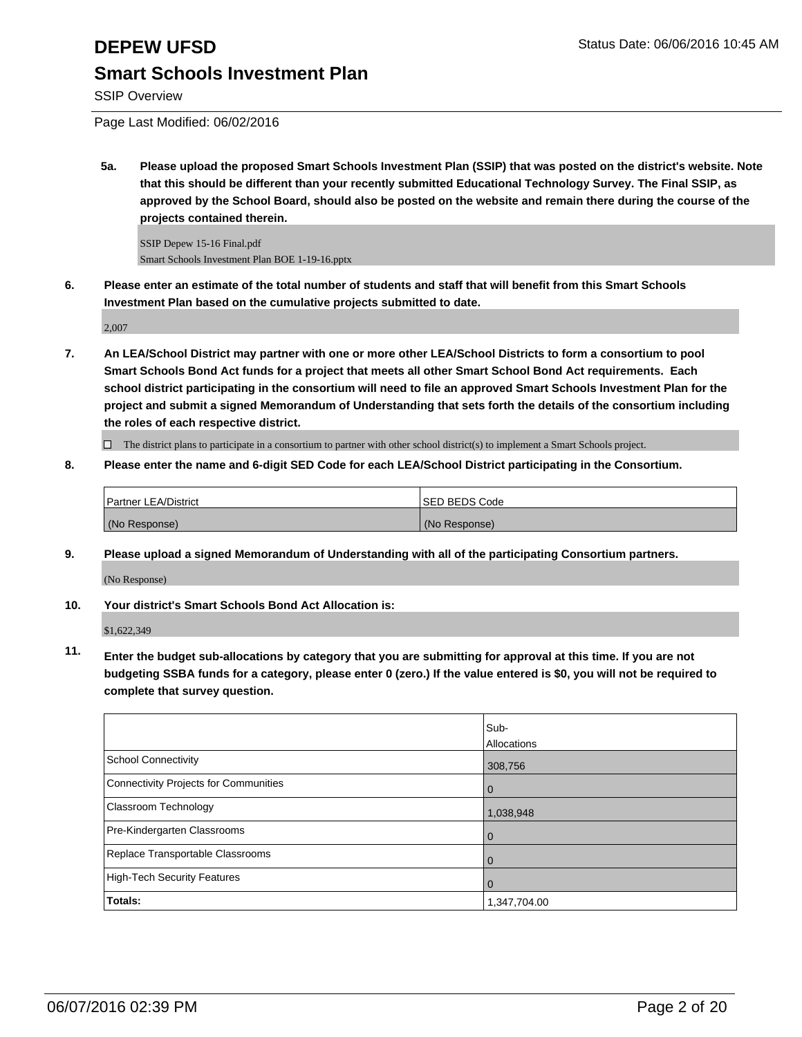# DEPEW UFSD

Status Date: 06/06/2016 10:45 AM

## Smart Schools Investment Plan

SSIP Overview

Page Last Modified: 06/02/2016

**5a. Please upload the proposed Smart Schools Investment Plan (SSIP) that was posted on the district's website. Note that this should be different than your recently submitted Educational Technology Survey. The Final SSIP, as approved by the School Board, should also be posted on the website and remain there during the course of the projects contained therein.**

SSIP Depew 15-16 Final.pdf
Smart Schools Investment Plan BOE 1-19-16.pptx

**6. Please enter an estimate of the total number of students and staff that will benefit from this Smart Schools Investment Plan based on the cumulative projects submitted to date.**

2,007

**7. An LEA/School District may partner with one or more other LEA/School Districts to form a consortium to pool Smart Schools Bond Act funds for a project that meets all other Smart School Bond Act requirements. Each school district participating in the consortium will need to file an approved Smart Schools Investment Plan for the project and submit a signed Memorandum of Understanding that sets forth the details of the consortium including the roles of each respective district.**

☐ The district plans to participate in a consortium to partner with other school district(s) to implement a Smart Schools project.

**8. Please enter the name and 6-digit SED Code for each LEA/School District participating in the Consortium.**

| Partner LEA/District | SED BEDS Code |
|---|---|
| (No Response) | (No Response) |

**9. Please upload a signed Memorandum of Understanding with all of the participating Consortium partners.**

(No Response)

**10. Your district's Smart Schools Bond Act Allocation is:**

$1,622,349

**11. Enter the budget sub-allocations by category that you are submitting for approval at this time. If you are not budgeting SSBA funds for a category, please enter 0 (zero.) If the value entered is $0, you will not be required to complete that survey question.**

| | Sub-Allocations |
|---|---|
| School Connectivity | 308,756 |
| Connectivity Projects for Communities | 0 |
| Classroom Technology | 1,038,948 |
| Pre-Kindergarten Classrooms | 0 |
| Replace Transportable Classrooms | 0 |
| High-Tech Security Features | 0 |
| **Totals:** | 1,347,704.00 |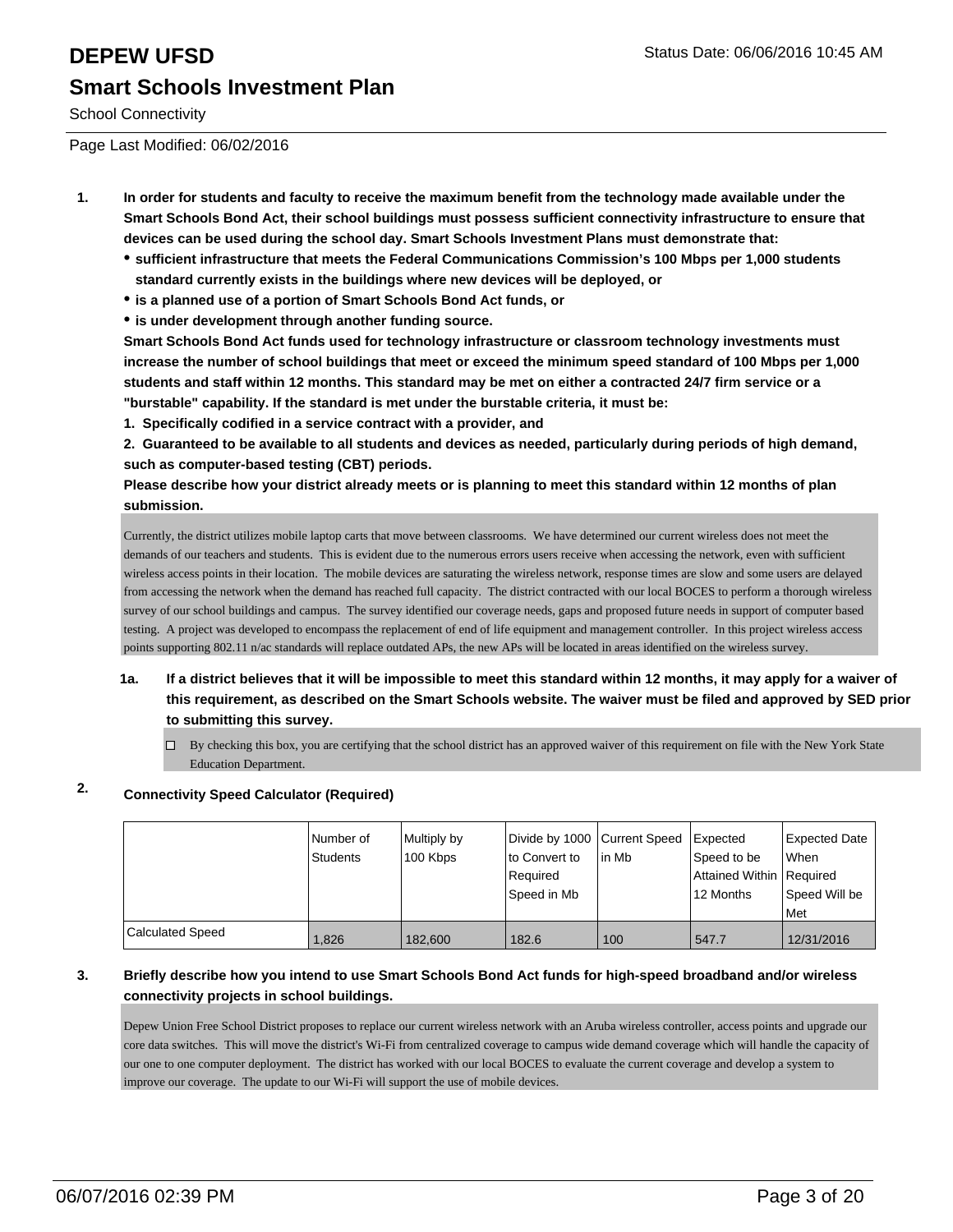# DEPEW UFSD

Status Date: 06/06/2016 10:45 AM

## Smart Schools Investment Plan

School Connectivity

Page Last Modified: 06/02/2016

1. **In order for students and faculty to receive the maximum benefit from the technology made available under the Smart Schools Bond Act, their school buildings must possess sufficient connectivity infrastructure to ensure that devices can be used during the school day. Smart Schools Investment Plans must demonstrate that:**
   - **sufficient infrastructure that meets the Federal Communications Commission's 100 Mbps per 1,000 students standard currently exists in the buildings where new devices will be deployed, or**
   - **is a planned use of a portion of Smart Schools Bond Act funds, or**
   - **is under development through another funding source.**

   **Smart Schools Bond Act funds used for technology infrastructure or classroom technology investments must increase the number of school buildings that meet or exceed the minimum speed standard of 100 Mbps per 1,000 students and staff within 12 months. This standard may be met on either a contracted 24/7 firm service or a "burstable" capability. If the standard is met under the burstable criteria, it must be:**

   **1. Specifically codified in a service contract with a provider, and**

   **2. Guaranteed to be available to all students and devices as needed, particularly during periods of high demand, such as computer-based testing (CBT) periods.**

   **Please describe how your district already meets or is planning to meet this standard within 12 months of plan submission.**

   Currently, the district utilizes mobile laptop carts that move between classrooms. We have determined our current wireless does not meet the demands of our teachers and students. This is evident due to the numerous errors users receive when accessing the network, even with sufficient wireless access points in their location. The mobile devices are saturating the wireless network, response times are slow and some users are delayed from accessing the network when the demand has reached full capacity. The district contracted with our local BOCES to perform a thorough wireless survey of our school buildings and campus. The survey identified our coverage needs, gaps and proposed future needs in support of computer based testing. A project was developed to encompass the replacement of end of life equipment and management controller. In this project wireless access points supporting 802.11 n/ac standards will replace outdated APs, the new APs will be located in areas identified on the wireless survey.

   1a. **If a district believes that it will be impossible to meet this standard within 12 months, it may apply for a waiver of this requirement, as described on the Smart Schools website. The waiver must be filed and approved by SED prior to submitting this survey.**

   ☐ By checking this box, you are certifying that the school district has an approved waiver of this requirement on file with the New York State Education Department.

2. **Connectivity Speed Calculator (Required)**

|  | Number of Students | Multiply by 100 Kbps | Divide by 1000 to Convert to Required Speed in Mb | Current Speed in Mb | Expected Speed to be Attained Within 12 Months | Expected Date When Required Speed Will be Met |
|---|---|---|---|---|---|---|
| Calculated Speed | 1,826 | 182,600 | 182.6 | 100 | 547.7 | 12/31/2016 |

3. **Briefly describe how you intend to use Smart Schools Bond Act funds for high-speed broadband and/or wireless connectivity projects in school buildings.**

   Depew Union Free School District proposes to replace our current wireless network with an Aruba wireless controller, access points and upgrade our core data switches. This will move the district's Wi-Fi from centralized coverage to campus wide demand coverage which will handle the capacity of our one to one computer deployment. The district has worked with our local BOCES to evaluate the current coverage and develop a system to improve our coverage. The update to our Wi-Fi will support the use of mobile devices.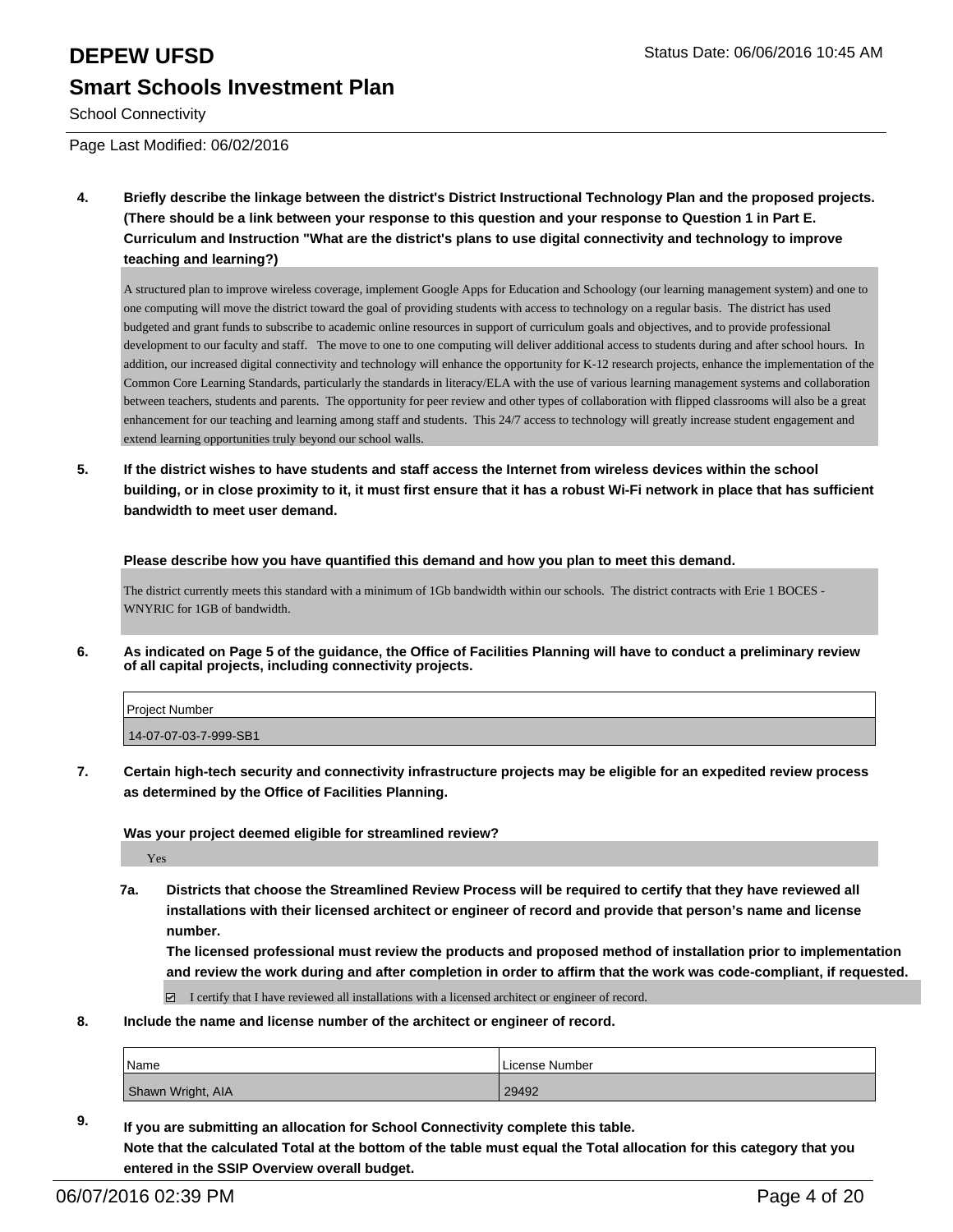# DEPEW UFSD

Status Date: 06/06/2016 10:45 AM

## Smart Schools Investment Plan

School Connectivity

Page Last Modified: 06/02/2016

**4. Briefly describe the linkage between the district's District Instructional Technology Plan and the proposed projects. (There should be a link between your response to this question and your response to Question 1 in Part E. Curriculum and Instruction "What are the district's plans to use digital connectivity and technology to improve teaching and learning?)**

A structured plan to improve wireless coverage, implement Google Apps for Education and Schoology (our learning management system) and one to one computing will move the district toward the goal of providing students with access to technology on a regular basis. The district has used budgeted and grant funds to subscribe to academic online resources in support of curriculum goals and objectives, and to provide professional development to our faculty and staff. The move to one to one computing will deliver additional access to students during and after school hours. In addition, our increased digital connectivity and technology will enhance the opportunity for K-12 research projects, enhance the implementation of the Common Core Learning Standards, particularly the standards in literacy/ELA with the use of various learning management systems and collaboration between teachers, students and parents. The opportunity for peer review and other types of collaboration with flipped classrooms will also be a great enhancement for our teaching and learning among staff and students. This 24/7 access to technology will greatly increase student engagement and extend learning opportunities truly beyond our school walls.

**5. If the district wishes to have students and staff access the Internet from wireless devices within the school building, or in close proximity to it, it must first ensure that it has a robust Wi-Fi network in place that has sufficient bandwidth to meet user demand.**

**Please describe how you have quantified this demand and how you plan to meet this demand.**

The district currently meets this standard with a minimum of 1Gb bandwidth within our schools. The district contracts with Erie 1 BOCES - WNYRIC for 1GB of bandwidth.

**6. As indicated on Page 5 of the guidance, the Office of Facilities Planning will have to conduct a preliminary review of all capital projects, including connectivity projects.**

| Project Number |
|---|
| 14-07-07-03-7-999-SB1 |

**7. Certain high-tech security and connectivity infrastructure projects may be eligible for an expedited review process as determined by the Office of Facilities Planning.**

**Was your project deemed eligible for streamlined review?**

Yes

**7a. Districts that choose the Streamlined Review Process will be required to certify that they have reviewed all installations with their licensed architect or engineer of record and provide that person's name and license number.**
**The licensed professional must review the products and proposed method of installation prior to implementation and review the work during and after completion in order to affirm that the work was code-compliant, if requested.**

☑ I certify that I have reviewed all installations with a licensed architect or engineer of record.

**8. Include the name and license number of the architect or engineer of record.**

| Name | License Number |
|---|---|
| Shawn Wright, AIA | 29492 |

**9. If you are submitting an allocation for School Connectivity complete this table.**
**Note that the calculated Total at the bottom of the table must equal the Total allocation for this category that you entered in the SSIP Overview overall budget.**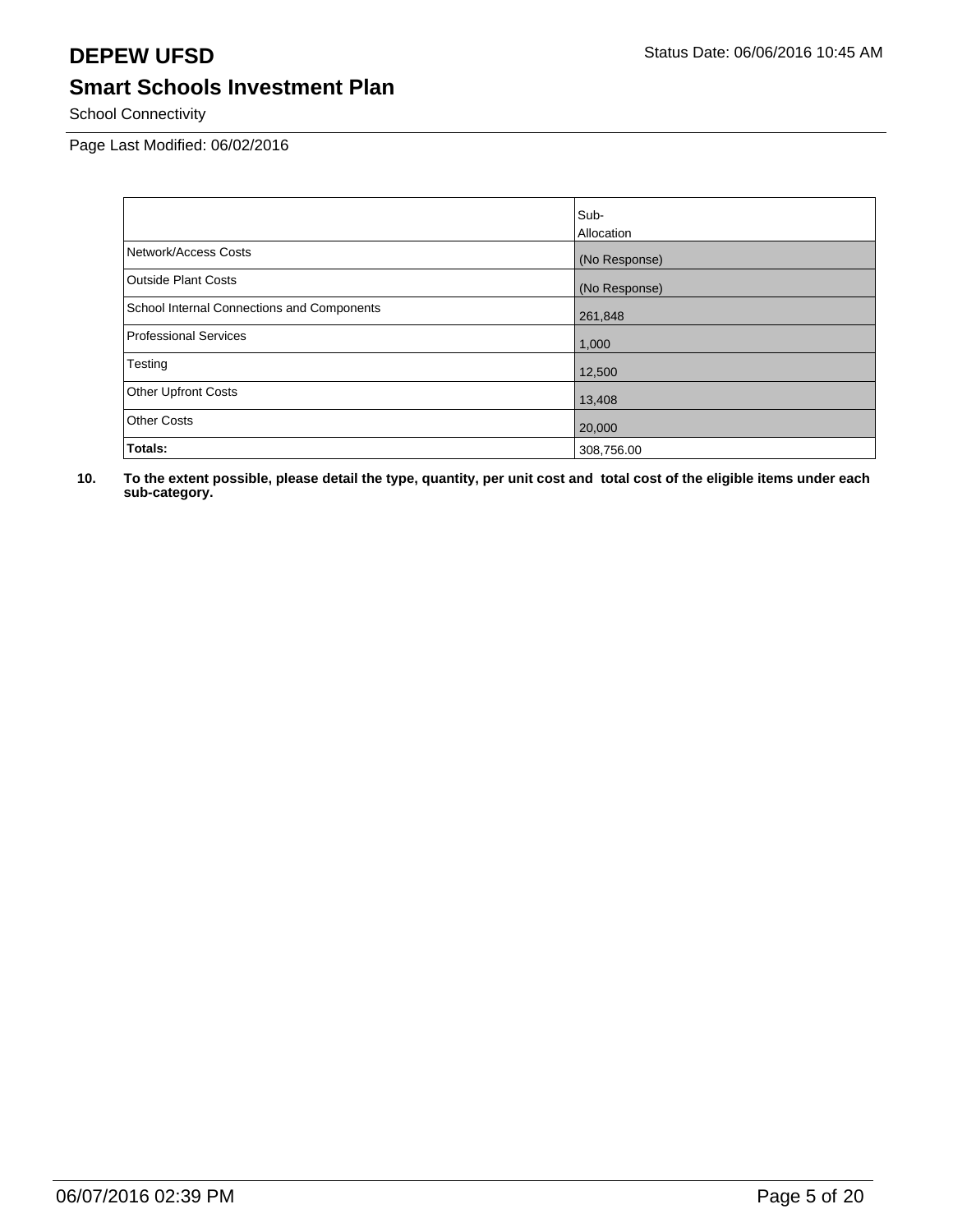School Connectivity

Page Last Modified: 06/02/2016

| | Sub-Allocation |
|---|---|
| Network/Access Costs | (No Response) |
| Outside Plant Costs | (No Response) |
| School Internal Connections and Components | 261,848 |
| Professional Services | 1,000 |
| Testing | 12,500 |
| Other Upfront Costs | 13,408 |
| Other Costs | 20,000 |
| **Totals:** | 308,756.00 |

**10. To the extent possible, please detail the type, quantity, per unit cost and total cost of the eligible items under each sub-category.**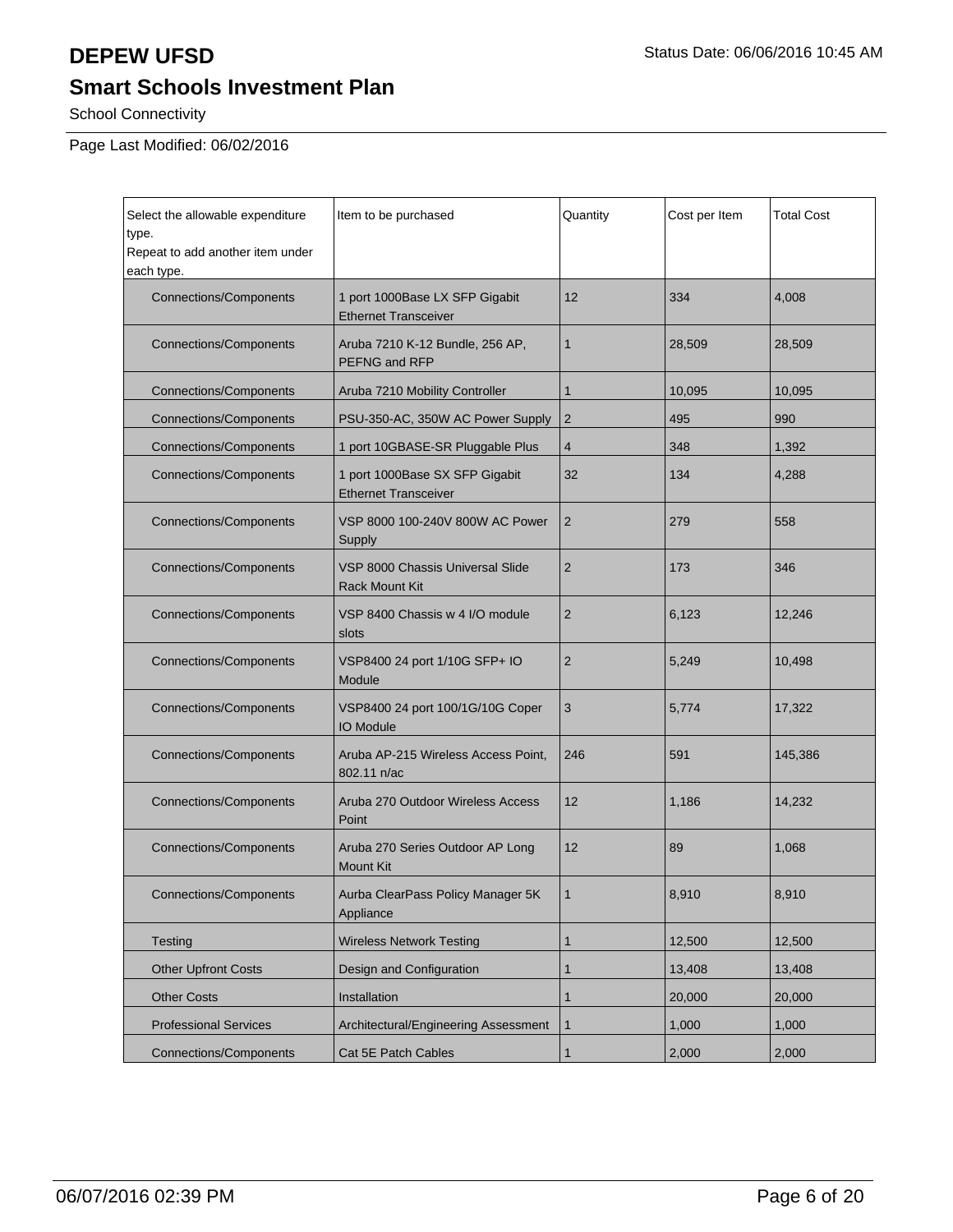# DEPEW UFSD

Status Date: 06/06/2016 10:45 AM

## Smart Schools Investment Plan

School Connectivity

Page Last Modified: 06/02/2016

| Select the allowable expenditure type. Repeat to add another item under each type. | Item to be purchased | Quantity | Cost per Item | Total Cost |
|---|---|---|---|---|
| Connections/Components | 1 port 1000Base LX SFP Gigabit Ethernet Transceiver | 12 | 334 | 4,008 |
| Connections/Components | Aruba 7210 K-12 Bundle, 256 AP, PEFNG and RFP | 1 | 28,509 | 28,509 |
| Connections/Components | Aruba 7210 Mobility Controller | 1 | 10,095 | 10,095 |
| Connections/Components | PSU-350-AC, 350W AC Power Supply | 2 | 495 | 990 |
| Connections/Components | 1 port 10GBASE-SR Pluggable Plus | 4 | 348 | 1,392 |
| Connections/Components | 1 port 1000Base SX SFP Gigabit Ethernet Transceiver | 32 | 134 | 4,288 |
| Connections/Components | VSP 8000 100-240V 800W AC Power Supply | 2 | 279 | 558 |
| Connections/Components | VSP 8000 Chassis Universal Slide Rack Mount Kit | 2 | 173 | 346 |
| Connections/Components | VSP 8400 Chassis w 4 I/O module slots | 2 | 6,123 | 12,246 |
| Connections/Components | VSP8400 24 port 1/10G SFP+ IO Module | 2 | 5,249 | 10,498 |
| Connections/Components | VSP8400 24 port 100/1G/10G Coper IO Module | 3 | 5,774 | 17,322 |
| Connections/Components | Aruba AP-215 Wireless Access Point, 802.11 n/ac | 246 | 591 | 145,386 |
| Connections/Components | Aruba 270 Outdoor Wireless Access Point | 12 | 1,186 | 14,232 |
| Connections/Components | Aruba 270 Series Outdoor AP Long Mount Kit | 12 | 89 | 1,068 |
| Connections/Components | Aurba ClearPass Policy Manager 5K Appliance | 1 | 8,910 | 8,910 |
| Testing | Wireless Network Testing | 1 | 12,500 | 12,500 |
| Other Upfront Costs | Design and Configuration | 1 | 13,408 | 13,408 |
| Other Costs | Installation | 1 | 20,000 | 20,000 |
| Professional Services | Architectural/Engineering Assessment | 1 | 1,000 | 1,000 |
| Connections/Components | Cat 5E Patch Cables | 1 | 2,000 | 2,000 |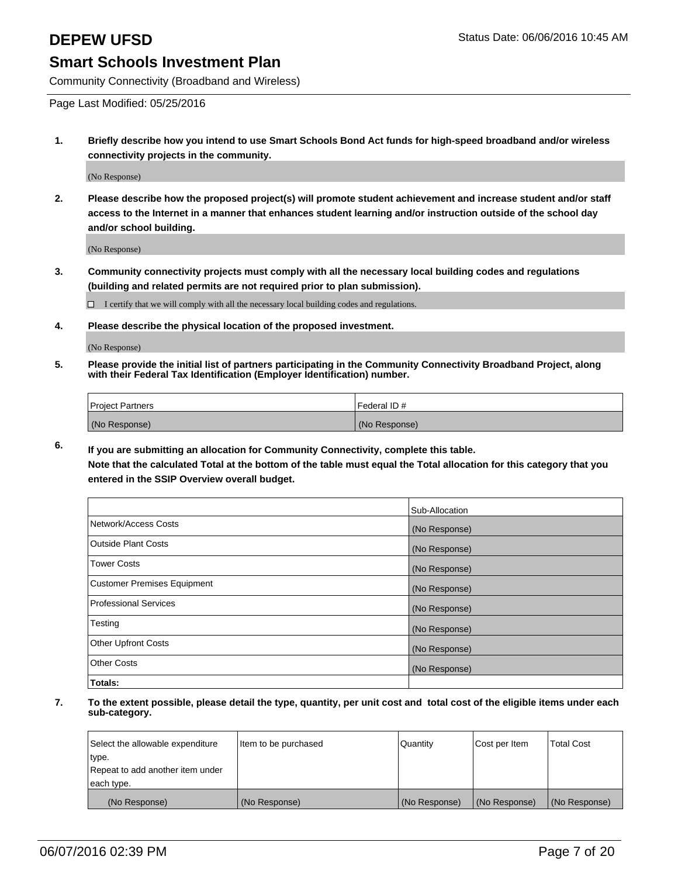# DEPEW UFSD

Status Date: 06/06/2016 10:45 AM

## Smart Schools Investment Plan

Community Connectivity (Broadband and Wireless)

Page Last Modified: 05/25/2016

**1. Briefly describe how you intend to use Smart Schools Bond Act funds for high-speed broadband and/or wireless connectivity projects in the community.**

(No Response)

**2. Please describe how the proposed project(s) will promote student achievement and increase student and/or staff access to the Internet in a manner that enhances student learning and/or instruction outside of the school day and/or school building.**

(No Response)

**3. Community connectivity projects must comply with all the necessary local building codes and regulations (building and related permits are not required prior to plan submission).**

☐ I certify that we will comply with all the necessary local building codes and regulations.

**4. Please describe the physical location of the proposed investment.**

(No Response)

**5. Please provide the initial list of partners participating in the Community Connectivity Broadband Project, along with their Federal Tax Identification (Employer Identification) number.**

| Project Partners | Federal ID # |
|---|---|
| (No Response) | (No Response) |

**6. If you are submitting an allocation for Community Connectivity, complete this table.**
**Note that the calculated Total at the bottom of the table must equal the Total allocation for this category that you entered in the SSIP Overview overall budget.**

| | Sub-Allocation |
|---|---|
| Network/Access Costs | (No Response) |
| Outside Plant Costs | (No Response) |
| Tower Costs | (No Response) |
| Customer Premises Equipment | (No Response) |
| Professional Services | (No Response) |
| Testing | (No Response) |
| Other Upfront Costs | (No Response) |
| Other Costs | (No Response) |
| **Totals:** | |

**7. To the extent possible, please detail the type, quantity, per unit cost and total cost of the eligible items under each sub-category.**

| Select the allowable expenditure type. Repeat to add another item under each type. | Item to be purchased | Quantity | Cost per Item | Total Cost |
|---|---|---|---|---|
| (No Response) | (No Response) | (No Response) | (No Response) | (No Response) |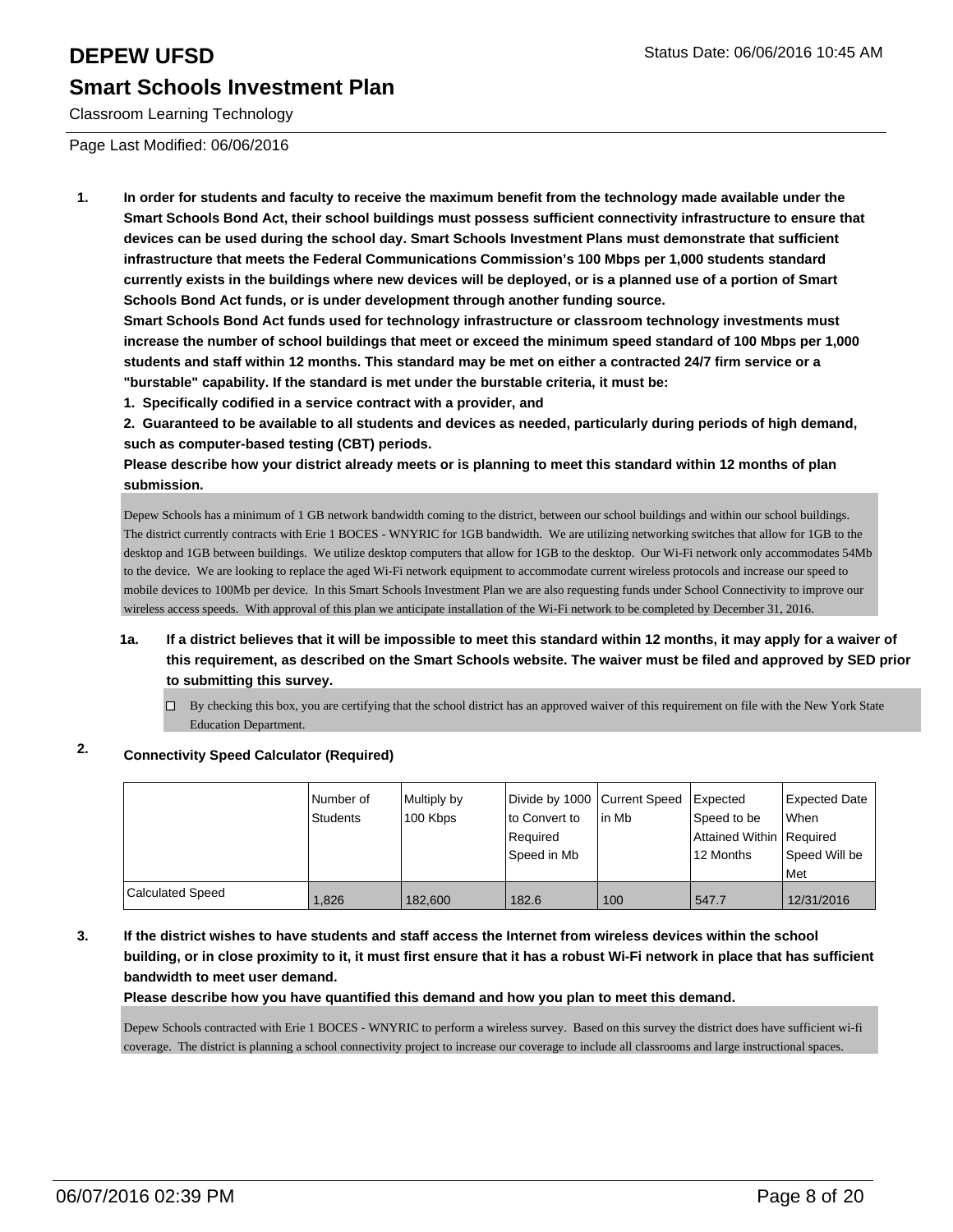# DEPEW UFSD

## Smart Schools Investment Plan

Classroom Learning Technology

Page Last Modified: 06/06/2016

Status Date: 06/06/2016 10:45 AM

**1. In order for students and faculty to receive the maximum benefit from the technology made available under the Smart Schools Bond Act, their school buildings must possess sufficient connectivity infrastructure to ensure that devices can be used during the school day. Smart Schools Investment Plans must demonstrate that sufficient infrastructure that meets the Federal Communications Commission's 100 Mbps per 1,000 students standard currently exists in the buildings where new devices will be deployed, or is a planned use of a portion of Smart Schools Bond Act funds, or is under development through another funding source.**

**Smart Schools Bond Act funds used for technology infrastructure or classroom technology investments must increase the number of school buildings that meet or exceed the minimum speed standard of 100 Mbps per 1,000 students and staff within 12 months. This standard may be met on either a contracted 24/7 firm service or a "burstable" capability. If the standard is met under the burstable criteria, it must be:**

**1. Specifically codified in a service contract with a provider, and**

**2. Guaranteed to be available to all students and devices as needed, particularly during periods of high demand, such as computer-based testing (CBT) periods.**

**Please describe how your district already meets or is planning to meet this standard within 12 months of plan submission.**

Depew Schools has a minimum of 1 GB network bandwidth coming to the district, between our school buildings and within our school buildings. The district currently contracts with Erie 1 BOCES - WNYRIC for 1GB bandwidth. We are utilizing networking switches that allow for 1GB to the desktop and 1GB between buildings. We utilize desktop computers that allow for 1GB to the desktop. Our Wi-Fi network only accommodates 54Mb to the device. We are looking to replace the aged Wi-Fi network equipment to accommodate current wireless protocols and increase our speed to mobile devices to 100Mb per device. In this Smart Schools Investment Plan we are also requesting funds under School Connectivity to improve our wireless access speeds. With approval of this plan we anticipate installation of the Wi-Fi network to be completed by December 31, 2016.

**1a. If a district believes that it will be impossible to meet this standard within 12 months, it may apply for a waiver of this requirement, as described on the Smart Schools website. The waiver must be filed and approved by SED prior to submitting this survey.**

☐ By checking this box, you are certifying that the school district has an approved waiver of this requirement on file with the New York State Education Department.

**2. Connectivity Speed Calculator (Required)**

| | Number of Students | Multiply by 100 Kbps | Divide by 1000 to Convert to Required Speed in Mb | Current Speed in Mb | Expected Speed to be Attained Within 12 Months | Expected Date When Required Speed Will be Met |
|---|---|---|---|---|---|---|
| Calculated Speed | 1,826 | 182,600 | 182.6 | 100 | 547.7 | 12/31/2016 |

**3. If the district wishes to have students and staff access the Internet from wireless devices within the school building, or in close proximity to it, it must first ensure that it has a robust Wi-Fi network in place that has sufficient bandwidth to meet user demand.**

**Please describe how you have quantified this demand and how you plan to meet this demand.**

Depew Schools contracted with Erie 1 BOCES - WNYRIC to perform a wireless survey. Based on this survey the district does have sufficient wi-fi coverage. The district is planning a school connectivity project to increase our coverage to include all classrooms and large instructional spaces.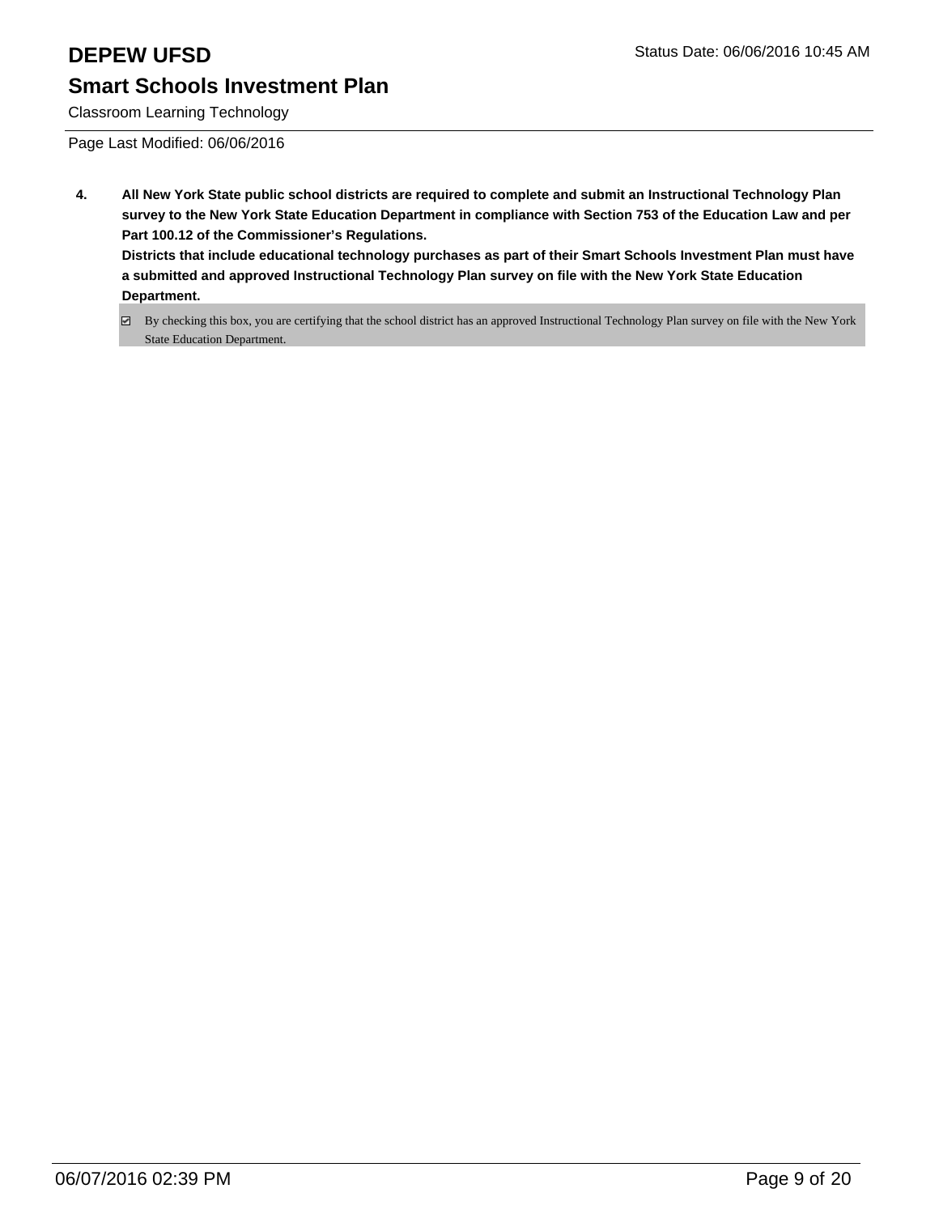**4. All New York State public school districts are required to complete and submit an Instructional Technology Plan survey to the New York State Education Department in compliance with Section 753 of the Education Law and per Part 100.12 of the Commissioner's Regulations.**

**Districts that include educational technology purchases as part of their Smart Schools Investment Plan must have a submitted and approved Instructional Technology Plan survey on file with the New York State Education Department.**

☑ By checking this box, you are certifying that the school district has an approved Instructional Technology Plan survey on file with the New York State Education Department.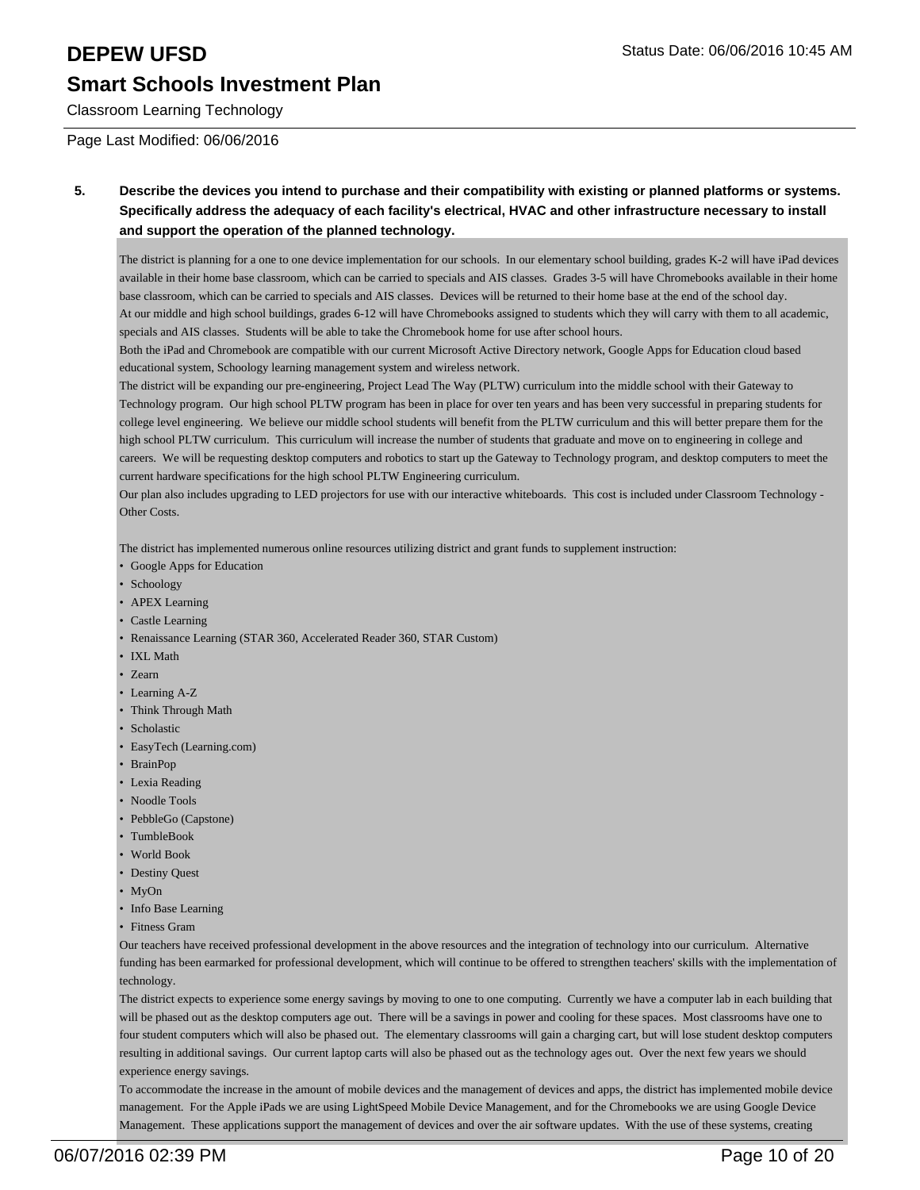Classroom Learning Technology

Page Last Modified: 06/06/2016

**5. Describe the devices you intend to purchase and their compatibility with existing or planned platforms or systems. Specifically address the adequacy of each facility's electrical, HVAC and other infrastructure necessary to install and support the operation of the planned technology.**

The district is planning for a one to one device implementation for our schools. In our elementary school building, grades K-2 will have iPad devices available in their home base classroom, which can be carried to specials and AIS classes. Grades 3-5 will have Chromebooks available in their home base classroom, which can be carried to specials and AIS classes. Devices will be returned to their home base at the end of the school day.
At our middle and high school buildings, grades 6-12 will have Chromebooks assigned to students which they will carry with them to all academic, specials and AIS classes. Students will be able to take the Chromebook home for use after school hours.
Both the iPad and Chromebook are compatible with our current Microsoft Active Directory network, Google Apps for Education cloud based educational system, Schoology learning management system and wireless network.
The district will be expanding our pre-engineering, Project Lead The Way (PLTW) curriculum into the middle school with their Gateway to Technology program. Our high school PLTW program has been in place for over ten years and has been very successful in preparing students for college level engineering. We believe our middle school students will benefit from the PLTW curriculum and this will better prepare them for the high school PLTW curriculum. This curriculum will increase the number of students that graduate and move on to engineering in college and careers. We will be requesting desktop computers and robotics to start up the Gateway to Technology program, and desktop computers to meet the current hardware specifications for the high school PLTW Engineering curriculum.
Our plan also includes upgrading to LED projectors for use with our interactive whiteboards. This cost is included under Classroom Technology - Other Costs.

The district has implemented numerous online resources utilizing district and grant funds to supplement instruction:

- Google Apps for Education
- Schoology
- APEX Learning
- Castle Learning
- Renaissance Learning (STAR 360, Accelerated Reader 360, STAR Custom)
- IXL Math
- Zearn
- Learning A-Z
- Think Through Math
- Scholastic
- EasyTech (Learning.com)
- BrainPop
- Lexia Reading
- Noodle Tools
- PebbleGo (Capstone)
- TumbleBook
- World Book
- Destiny Quest
- MyOn
- Info Base Learning
- Fitness Gram

Our teachers have received professional development in the above resources and the integration of technology into our curriculum. Alternative funding has been earmarked for professional development, which will continue to be offered to strengthen teachers' skills with the implementation of technology.
The district expects to experience some energy savings by moving to one to one computing. Currently we have a computer lab in each building that will be phased out as the desktop computers age out. There will be a savings in power and cooling for these spaces. Most classrooms have one to four student computers which will also be phased out. The elementary classrooms will gain a charging cart, but will lose student desktop computers resulting in additional savings. Our current laptop carts will also be phased out as the technology ages out. Over the next few years we should experience energy savings.
To accommodate the increase in the amount of mobile devices and the management of devices and apps, the district has implemented mobile device management. For the Apple iPads we are using LightSpeed Mobile Device Management, and for the Chromebooks we are using Google Device Management. These applications support the management of devices and over the air software updates. With the use of these systems, creating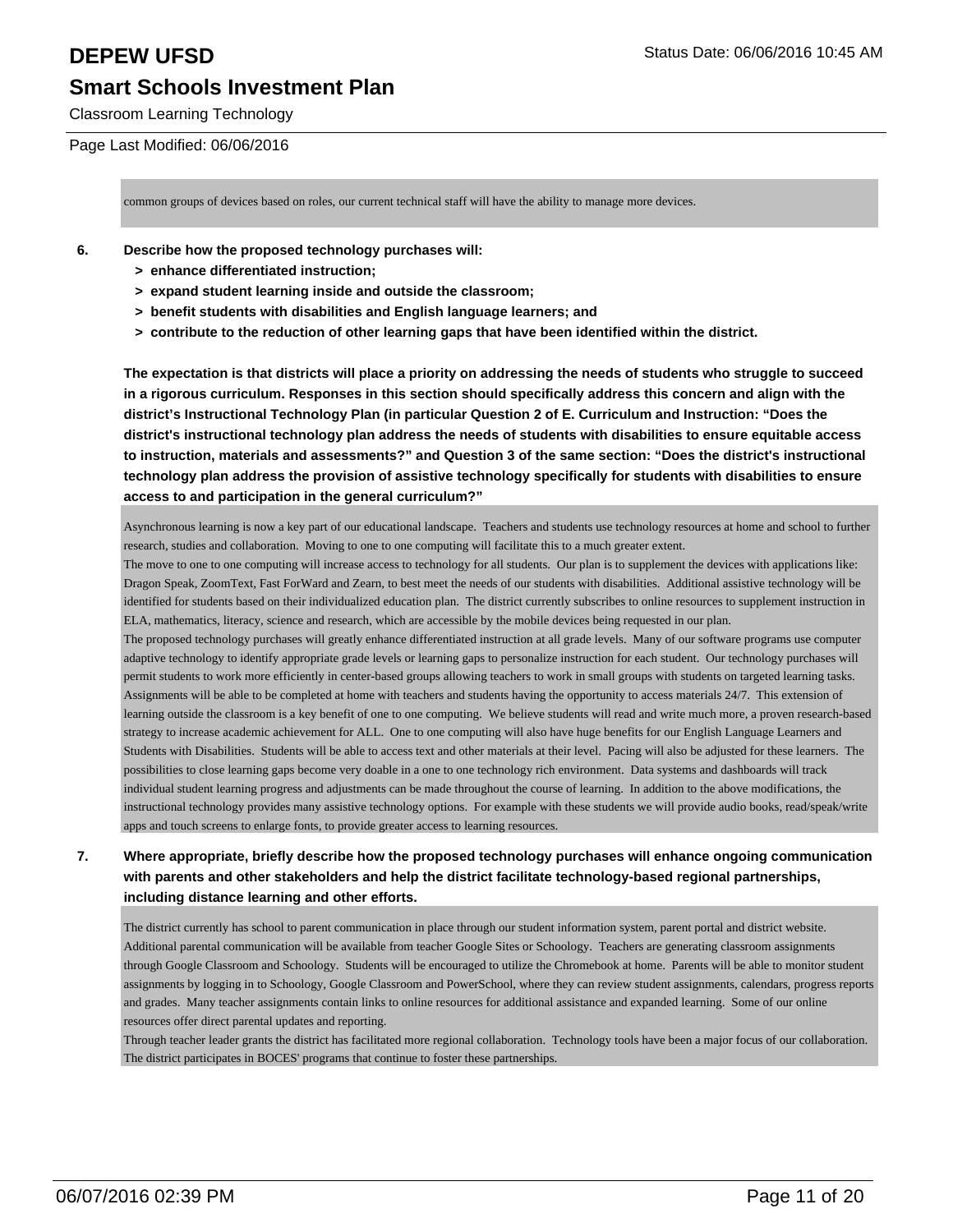common groups of devices based on roles, our current technical staff will have the ability to manage more devices.

**6. Describe how the proposed technology purchases will:**

- **> enhance differentiated instruction;**
- **> expand student learning inside and outside the classroom;**
- **> benefit students with disabilities and English language learners; and**
- **> contribute to the reduction of other learning gaps that have been identified within the district.**

**The expectation is that districts will place a priority on addressing the needs of students who struggle to succeed in a rigorous curriculum. Responses in this section should specifically address this concern and align with the district's Instructional Technology Plan (in particular Question 2 of E. Curriculum and Instruction: "Does the district's instructional technology plan address the needs of students with disabilities to ensure equitable access to instruction, materials and assessments?" and Question 3 of the same section: "Does the district's instructional technology plan address the provision of assistive technology specifically for students with disabilities to ensure access to and participation in the general curriculum?"**

Asynchronous learning is now a key part of our educational landscape. Teachers and students use technology resources at home and school to further research, studies and collaboration. Moving to one to one computing will facilitate this to a much greater extent.
The move to one to one computing will increase access to technology for all students. Our plan is to supplement the devices with applications like: Dragon Speak, ZoomText, Fast ForWard and Zearn, to best meet the needs of our students with disabilities. Additional assistive technology will be identified for students based on their individualized education plan. The district currently subscribes to online resources to supplement instruction in ELA, mathematics, literacy, science and research, which are accessible by the mobile devices being requested in our plan.
The proposed technology purchases will greatly enhance differentiated instruction at all grade levels. Many of our software programs use computer adaptive technology to identify appropriate grade levels or learning gaps to personalize instruction for each student. Our technology purchases will permit students to work more efficiently in center-based groups allowing teachers to work in small groups with students on targeted learning tasks. Assignments will be able to be completed at home with teachers and students having the opportunity to access materials 24/7. This extension of learning outside the classroom is a key benefit of one to one computing. We believe students will read and write much more, a proven research-based strategy to increase academic achievement for ALL. One to one computing will also have huge benefits for our English Language Learners and Students with Disabilities. Students will be able to access text and other materials at their level. Pacing will also be adjusted for these learners. The possibilities to close learning gaps become very doable in a one to one technology rich environment. Data systems and dashboards will track individual student learning progress and adjustments can be made throughout the course of learning. In addition to the above modifications, the instructional technology provides many assistive technology options. For example with these students we will provide audio books, read/speak/write apps and touch screens to enlarge fonts, to provide greater access to learning resources.

**7. Where appropriate, briefly describe how the proposed technology purchases will enhance ongoing communication with parents and other stakeholders and help the district facilitate technology-based regional partnerships, including distance learning and other efforts.**

The district currently has school to parent communication in place through our student information system, parent portal and district website. Additional parental communication will be available from teacher Google Sites or Schoology. Teachers are generating classroom assignments through Google Classroom and Schoology. Students will be encouraged to utilize the Chromebook at home. Parents will be able to monitor student assignments by logging in to Schoology, Google Classroom and PowerSchool, where they can review student assignments, calendars, progress reports and grades. Many teacher assignments contain links to online resources for additional assistance and expanded learning. Some of our online resources offer direct parental updates and reporting.
Through teacher leader grants the district has facilitated more regional collaboration. Technology tools have been a major focus of our collaboration. The district participates in BOCES' programs that continue to foster these partnerships.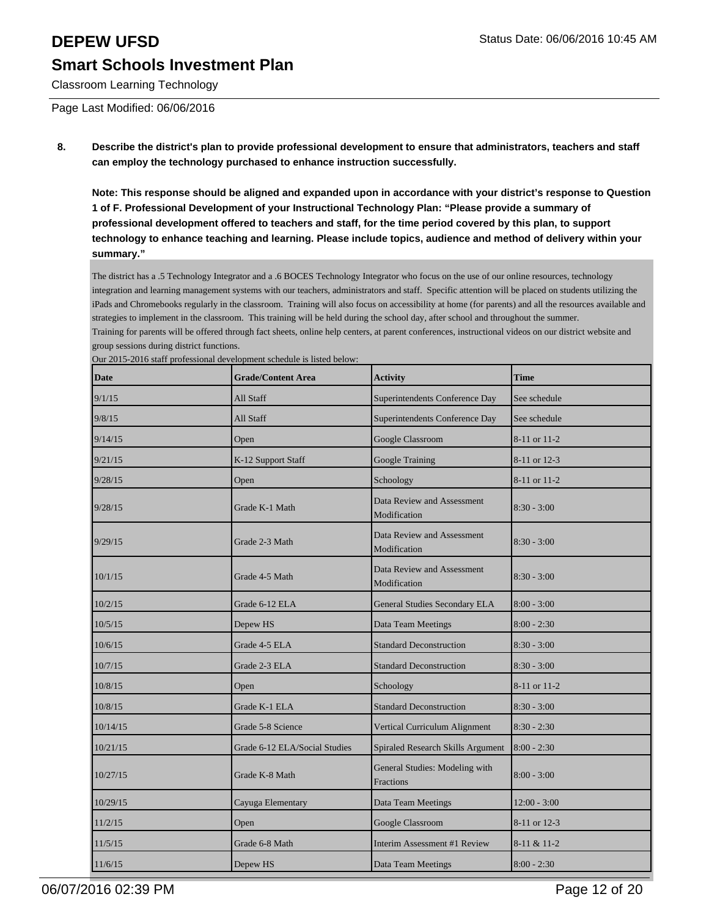# DEPEW UFSD

## Smart Schools Investment Plan

Classroom Learning Technology

Page Last Modified: 06/06/2016

**8. Describe the district's plan to provide professional development to ensure that administrators, teachers and staff can employ the technology purchased to enhance instruction successfully.**

**Note: This response should be aligned and expanded upon in accordance with your district's response to Question 1 of F. Professional Development of your Instructional Technology Plan: "Please provide a summary of professional development offered to teachers and staff, for the time period covered by this plan, to support technology to enhance teaching and learning. Please include topics, audience and method of delivery within your summary."**

The district has a .5 Technology Integrator and a .6 BOCES Technology Integrator who focus on the use of our online resources, technology integration and learning management systems with our teachers, administrators and staff. Specific attention will be placed on students utilizing the iPads and Chromebooks regularly in the classroom. Training will also focus on accessibility at home (for parents) and all the resources available and strategies to implement in the classroom. This training will be held during the school day, after school and throughout the summer.
Training for parents will be offered through fact sheets, online help centers, at parent conferences, instructional videos on our district website and group sessions during district functions.
Our 2015-2016 staff professional development schedule is listed below:

| Date | Grade/Content Area | Activity | Time |
|---|---|---|---|
| 9/1/15 | All Staff | Superintendents Conference Day | See schedule |
| 9/8/15 | All Staff | Superintendents Conference Day | See schedule |
| 9/14/15 | Open | Google Classroom | 8-11 or 11-2 |
| 9/21/15 | K-12 Support Staff | Google Training | 8-11 or 12-3 |
| 9/28/15 | Open | Schoology | 8-11 or 11-2 |
| 9/28/15 | Grade K-1 Math | Data Review and Assessment Modification | 8:30 - 3:00 |
| 9/29/15 | Grade 2-3 Math | Data Review and Assessment Modification | 8:30 - 3:00 |
| 10/1/15 | Grade 4-5 Math | Data Review and Assessment Modification | 8:30 - 3:00 |
| 10/2/15 | Grade 6-12 ELA | General Studies Secondary ELA | 8:00 - 3:00 |
| 10/5/15 | Depew HS | Data Team Meetings | 8:00 - 2:30 |
| 10/6/15 | Grade 4-5 ELA | Standard Deconstruction | 8:30 - 3:00 |
| 10/7/15 | Grade 2-3 ELA | Standard Deconstruction | 8:30 - 3:00 |
| 10/8/15 | Open | Schoology | 8-11 or 11-2 |
| 10/8/15 | Grade K-1 ELA | Standard Deconstruction | 8:30 - 3:00 |
| 10/14/15 | Grade 5-8 Science | Vertical Curriculum Alignment | 8:30 - 2:30 |
| 10/21/15 | Grade 6-12 ELA/Social Studies | Spiraled Research Skills Argument | 8:00 - 2:30 |
| 10/27/15 | Grade K-8 Math | General Studies: Modeling with Fractions | 8:00 - 3:00 |
| 10/29/15 | Cayuga Elementary | Data Team Meetings | 12:00 - 3:00 |
| 11/2/15 | Open | Google Classroom | 8-11 or 12-3 |
| 11/5/15 | Grade 6-8 Math | Interim Assessment #1 Review | 8-11 & 11-2 |
| 11/6/15 | Depew HS | Data Team Meetings | 8:00 - 2:30 |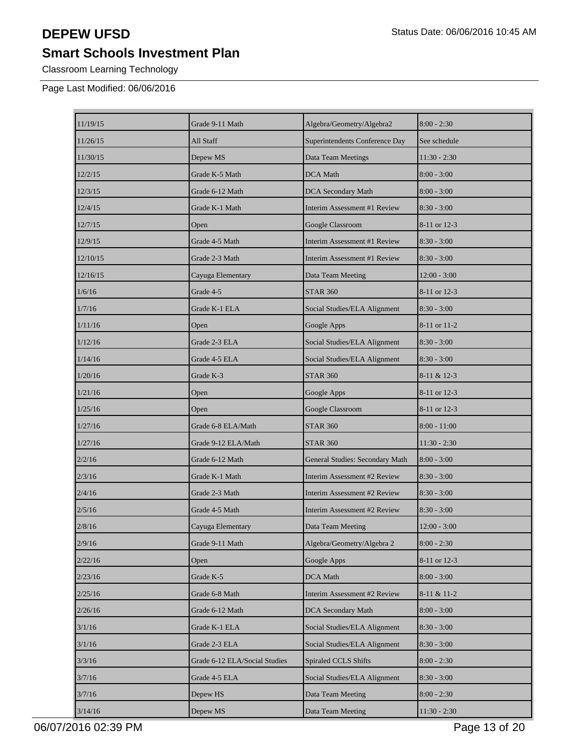# DEPEW UFSD

## Smart Schools Investment Plan

Classroom Learning Technology

Page Last Modified: 06/06/2016

| | | | |
|---|---|---|---|
| 11/19/15 | Grade 9-11 Math | Algebra/Geometry/Algebra2 | 8:00 - 2:30 |
| 11/26/15 | All Staff | Superintendents Conference Day | See schedule |
| 11/30/15 | Depew MS | Data Team Meetings | 11:30 - 2:30 |
| 12/2/15 | Grade K-5 Math | DCA Math | 8:00 - 3:00 |
| 12/3/15 | Grade 6-12 Math | DCA Secondary Math | 8:00 - 3:00 |
| 12/4/15 | Grade K-1 Math | Interim Assessment #1 Review | 8:30 - 3:00 |
| 12/7/15 | Open | Google Classroom | 8-11 or 12-3 |
| 12/9/15 | Grade 4-5 Math | Interim Assessment #1 Review | 8:30 - 3:00 |
| 12/10/15 | Grade 2-3 Math | Interim Assessment #1 Review | 8:30 - 3:00 |
| 12/16/15 | Cayuga Elementary | Data Team Meeting | 12:00 - 3:00 |
| 1/6/16 | Grade 4-5 | STAR 360 | 8-11 or 12-3 |
| 1/7/16 | Grade K-1 ELA | Social Studies/ELA Alignment | 8:30 - 3:00 |
| 1/11/16 | Open | Google Apps | 8-11 or 11-2 |
| 1/12/16 | Grade 2-3 ELA | Social Studies/ELA Alignment | 8:30 - 3:00 |
| 1/14/16 | Grade 4-5 ELA | Social Studies/ELA Alignment | 8:30 - 3:00 |
| 1/20/16 | Grade K-3 | STAR 360 | 8-11 & 12-3 |
| 1/21/16 | Open | Google Apps | 8-11 or 12-3 |
| 1/25/16 | Open | Google Classroom | 8-11 or 12-3 |
| 1/27/16 | Grade 6-8 ELA/Math | STAR 360 | 8:00 - 11:00 |
| 1/27/16 | Grade 9-12 ELA/Math | STAR 360 | 11:30 - 2:30 |
| 2/2/16 | Grade 6-12 Math | General Studies: Secondary Math | 8:00 - 3:00 |
| 2/3/16 | Grade K-1 Math | Interim Assessment #2 Review | 8:30 - 3:00 |
| 2/4/16 | Grade 2-3 Math | Interim Assessment #2 Review | 8:30 - 3:00 |
| 2/5/16 | Grade 4-5 Math | Interim Assessment #2 Review | 8:30 - 3:00 |
| 2/8/16 | Cayuga Elementary | Data Team Meeting | 12:00 - 3:00 |
| 2/9/16 | Grade 9-11 Math | Algebra/Geometry/Algebra 2 | 8:00 - 2:30 |
| 2/22/16 | Open | Google Apps | 8-11 or 12-3 |
| 2/23/16 | Grade K-5 | DCA Math | 8:00 - 3:00 |
| 2/25/16 | Grade 6-8 Math | Interim Assessment #2 Review | 8-11 & 11-2 |
| 2/26/16 | Grade 6-12 Math | DCA Secondary Math | 8:00 - 3:00 |
| 3/1/16 | Grade K-1 ELA | Social Studies/ELA Alignment | 8:30 - 3:00 |
| 3/1/16 | Grade 2-3 ELA | Social Studies/ELA Alignment | 8:30 - 3:00 |
| 3/3/16 | Grade 6-12 ELA/Social Studies | Spiraled CCLS Shifts | 8:00 - 2:30 |
| 3/7/16 | Grade 4-5 ELA | Social Studies/ELA Alignment | 8:30 - 3:00 |
| 3/7/16 | Depew HS | Data Team Meeting | 8:00 - 2:30 |
| 3/14/16 | Depew MS | Data Team Meeting | 11:30 - 2:30 |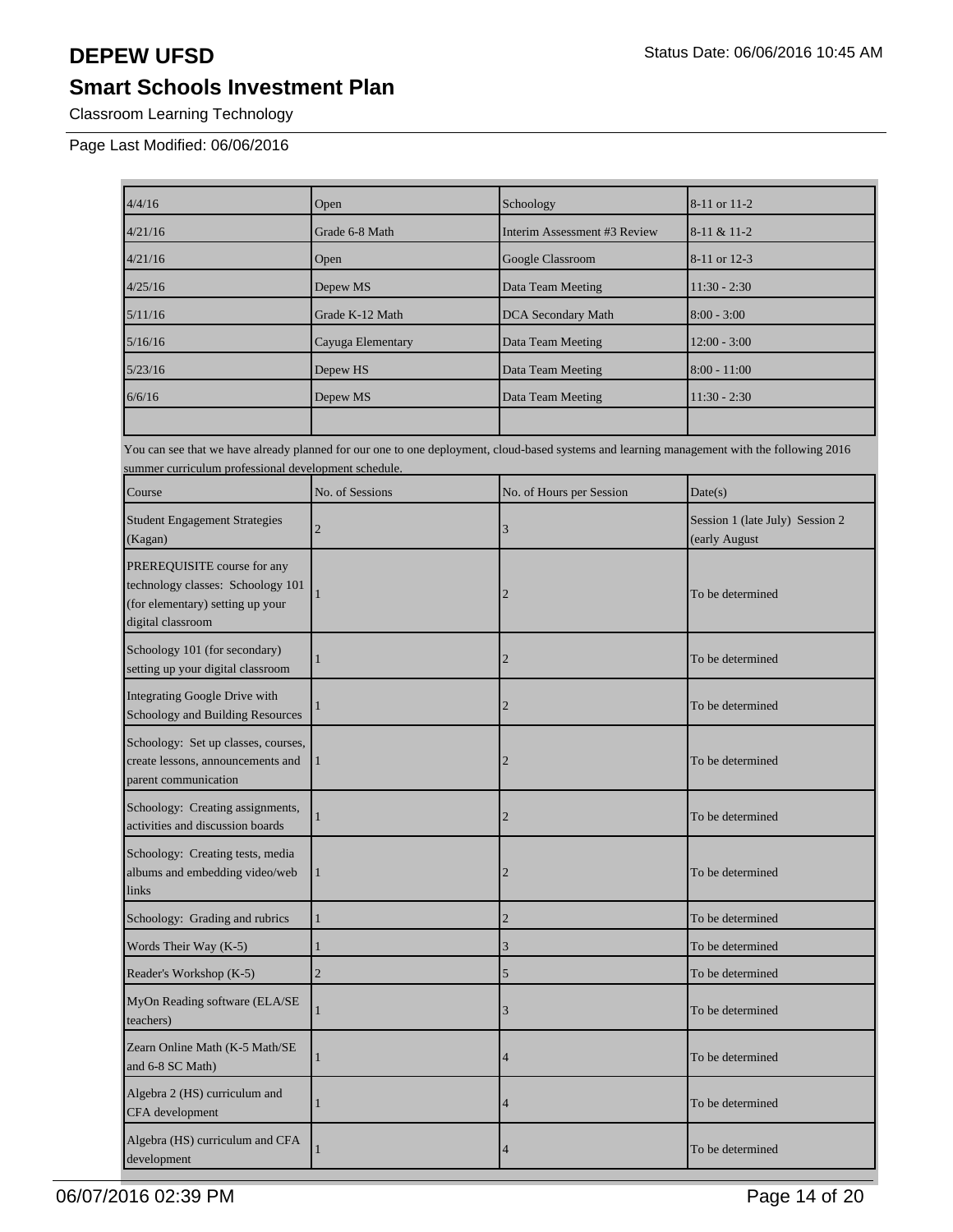# DEPEW UFSD

Status Date: 06/06/2016 10:45 AM

## Smart Schools Investment Plan

Classroom Learning Technology

Page Last Modified: 06/06/2016

| | | | |
|---|---|---|---|
| 4/4/16 | Open | Schoology | 8-11 or 11-2 |
| 4/21/16 | Grade 6-8 Math | Interim Assessment #3 Review | 8-11 & 11-2 |
| 4/21/16 | Open | Google Classroom | 8-11 or 12-3 |
| 4/25/16 | Depew MS | Data Team Meeting | 11:30 - 2:30 |
| 5/11/16 | Grade K-12 Math | DCA Secondary Math | 8:00 - 3:00 |
| 5/16/16 | Cayuga Elementary | Data Team Meeting | 12:00 - 3:00 |
| 5/23/16 | Depew HS | Data Team Meeting | 8:00 - 11:00 |
| 6/6/16 | Depew MS | Data Team Meeting | 11:30 - 2:30 |
| | | | |

You can see that we have already planned for our one to one deployment, cloud-based systems and learning management with the following 2016 summer curriculum professional development schedule.

| Course | No. of Sessions | No. of Hours per Session | Date(s) |
|---|---|---|---|
| Student Engagement Strategies (Kagan) | 2 | 3 | Session 1 (late July) Session 2 (early August |
| PREREQUISITE course for any technology classes: Schoology 101 (for elementary) setting up your digital classroom | 1 | 2 | To be determined |
| Schoology 101 (for secondary) setting up your digital classroom | 1 | 2 | To be determined |
| Integrating Google Drive with Schoology and Building Resources | 1 | 2 | To be determined |
| Schoology: Set up classes, courses, create lessons, announcements and parent communication | 1 | 2 | To be determined |
| Schoology: Creating assignments, activities and discussion boards | 1 | 2 | To be determined |
| Schoology: Creating tests, media albums and embedding video/web links | 1 | 2 | To be determined |
| Schoology: Grading and rubrics | 1 | 2 | To be determined |
| Words Their Way (K-5) | 1 | 3 | To be determined |
| Reader's Workshop (K-5) | 2 | 5 | To be determined |
| MyOn Reading software (ELA/SE teachers) | 1 | 3 | To be determined |
| Zearn Online Math (K-5 Math/SE and 6-8 SC Math) | 1 | 4 | To be determined |
| Algebra 2 (HS) curriculum and CFA development | 1 | 4 | To be determined |
| Algebra (HS) curriculum and CFA development | 1 | 4 | To be determined |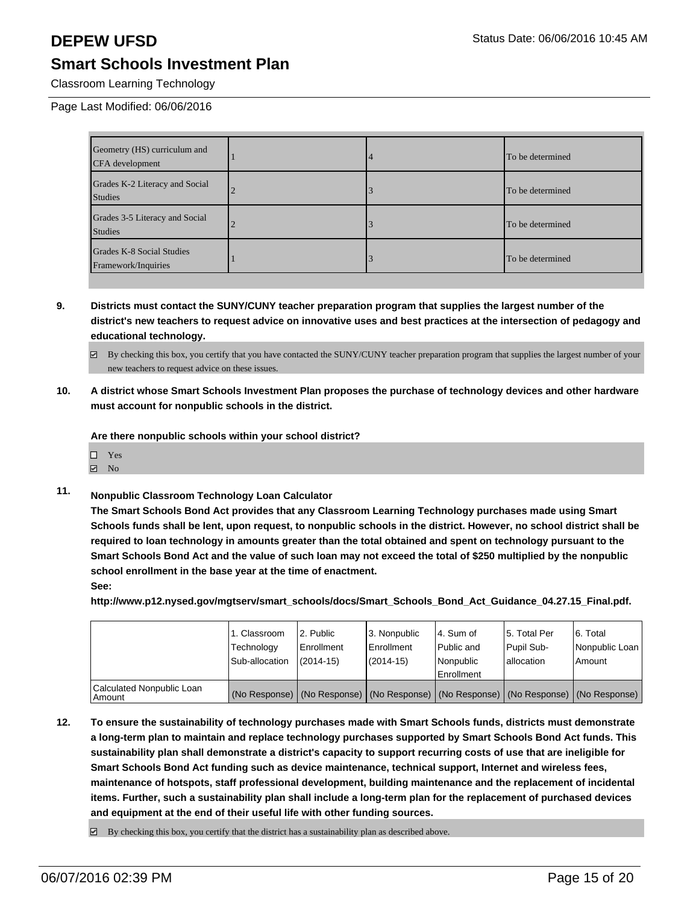# DEPEW UFSD

## Smart Schools Investment Plan

Classroom Learning Technology

Page Last Modified: 06/06/2016

| | | | |
|---|---|---|---|
| Geometry (HS) curriculum and CFA development | 1 | 4 | To be determined |
| Grades K-2 Literacy and Social Studies | 2 | 3 | To be determined |
| Grades 3-5 Literacy and Social Studies | 2 | 3 | To be determined |
| Grades K-8 Social Studies Framework/Inquiries | 1 | 3 | To be determined |

**9. Districts must contact the SUNY/CUNY teacher preparation program that supplies the largest number of the district's new teachers to request advice on innovative uses and best practices at the intersection of pedagogy and educational technology.**

☑ By checking this box, you certify that you have contacted the SUNY/CUNY teacher preparation program that supplies the largest number of your new teachers to request advice on these issues.

**10. A district whose Smart Schools Investment Plan proposes the purchase of technology devices and other hardware must account for nonpublic schools in the district.**

**Are there nonpublic schools within your school district?**

☐ Yes
☑ No

**11. Nonpublic Classroom Technology Loan Calculator**

**The Smart Schools Bond Act provides that any Classroom Learning Technology purchases made using Smart Schools funds shall be lent, upon request, to nonpublic schools in the district. However, no school district shall be required to loan technology in amounts greater than the total obtained and spent on technology pursuant to the Smart Schools Bond Act and the value of such loan may not exceed the total of $250 multiplied by the nonpublic school enrollment in the base year at the time of enactment.**

**See:**

**http://www.p12.nysed.gov/mgtserv/smart_schools/docs/Smart_Schools_Bond_Act_Guidance_04.27.15_Final.pdf.**

| | 1. Classroom Technology Sub-allocation | 2. Public Enrollment (2014-15) | 3. Nonpublic Enrollment (2014-15) | 4. Sum of Public and Nonpublic Enrollment | 5. Total Per Pupil Sub-allocation | 6. Total Nonpublic Loan Amount |
|---|---|---|---|---|---|---|
| Calculated Nonpublic Loan Amount | (No Response) | (No Response) | (No Response) | (No Response) | (No Response) | (No Response) |

**12. To ensure the sustainability of technology purchases made with Smart Schools funds, districts must demonstrate a long-term plan to maintain and replace technology purchases supported by Smart Schools Bond Act funds. This sustainability plan shall demonstrate a district's capacity to support recurring costs of use that are ineligible for Smart Schools Bond Act funding such as device maintenance, technical support, Internet and wireless fees, maintenance of hotspots, staff professional development, building maintenance and the replacement of incidental items. Further, such a sustainability plan shall include a long-term plan for the replacement of purchased devices and equipment at the end of their useful life with other funding sources.**

☑ By checking this box, you certify that the district has a sustainability plan as described above.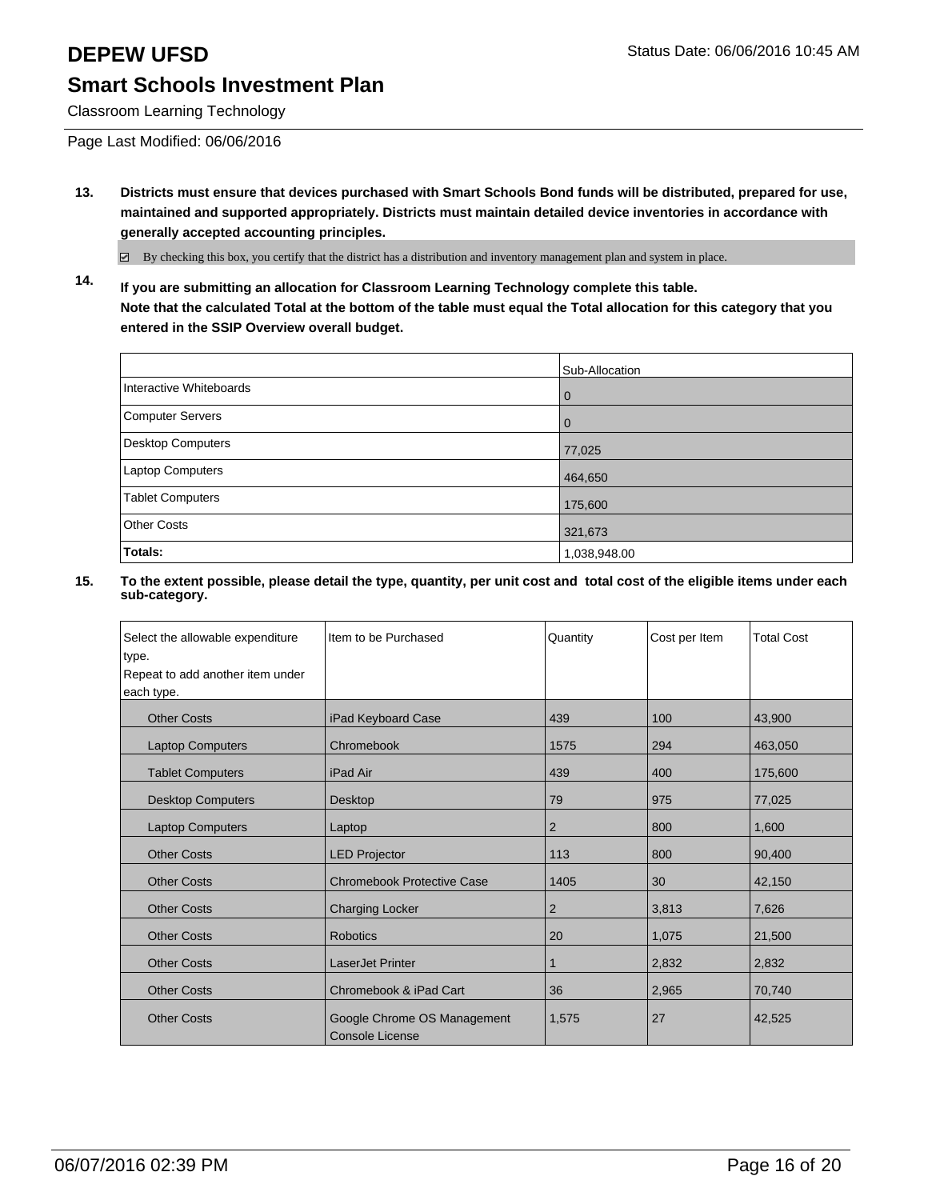# DEPEW UFSD

Status Date: 06/06/2016 10:45 AM

## Smart Schools Investment Plan

Classroom Learning Technology

Page Last Modified: 06/06/2016

**13. Districts must ensure that devices purchased with Smart Schools Bond funds will be distributed, prepared for use, maintained and supported appropriately. Districts must maintain detailed device inventories in accordance with generally accepted accounting principles.**

☑ By checking this box, you certify that the district has a distribution and inventory management plan and system in place.

**14. If you are submitting an allocation for Classroom Learning Technology complete this table.
Note that the calculated Total at the bottom of the table must equal the Total allocation for this category that you entered in the SSIP Overview overall budget.**

| | Sub-Allocation |
|---|---|
| Interactive Whiteboards | 0 |
| Computer Servers | 0 |
| Desktop Computers | 77,025 |
| Laptop Computers | 464,650 |
| Tablet Computers | 175,600 |
| Other Costs | 321,673 |
| **Totals:** | 1,038,948.00 |

**15. To the extent possible, please detail the type, quantity, per unit cost and total cost of the eligible items under each sub-category.**

| Select the allowable expenditure type. Repeat to add another item under each type. | Item to be Purchased | Quantity | Cost per Item | Total Cost |
|---|---|---|---|---|
| Other Costs | iPad Keyboard Case | 439 | 100 | 43,900 |
| Laptop Computers | Chromebook | 1575 | 294 | 463,050 |
| Tablet Computers | iPad Air | 439 | 400 | 175,600 |
| Desktop Computers | Desktop | 79 | 975 | 77,025 |
| Laptop Computers | Laptop | 2 | 800 | 1,600 |
| Other Costs | LED Projector | 113 | 800 | 90,400 |
| Other Costs | Chromebook Protective Case | 1405 | 30 | 42,150 |
| Other Costs | Charging Locker | 2 | 3,813 | 7,626 |
| Other Costs | Robotics | 20 | 1,075 | 21,500 |
| Other Costs | LaserJet Printer | 1 | 2,832 | 2,832 |
| Other Costs | Chromebook & iPad Cart | 36 | 2,965 | 70,740 |
| Other Costs | Google Chrome OS Management Console License | 1,575 | 27 | 42,525 |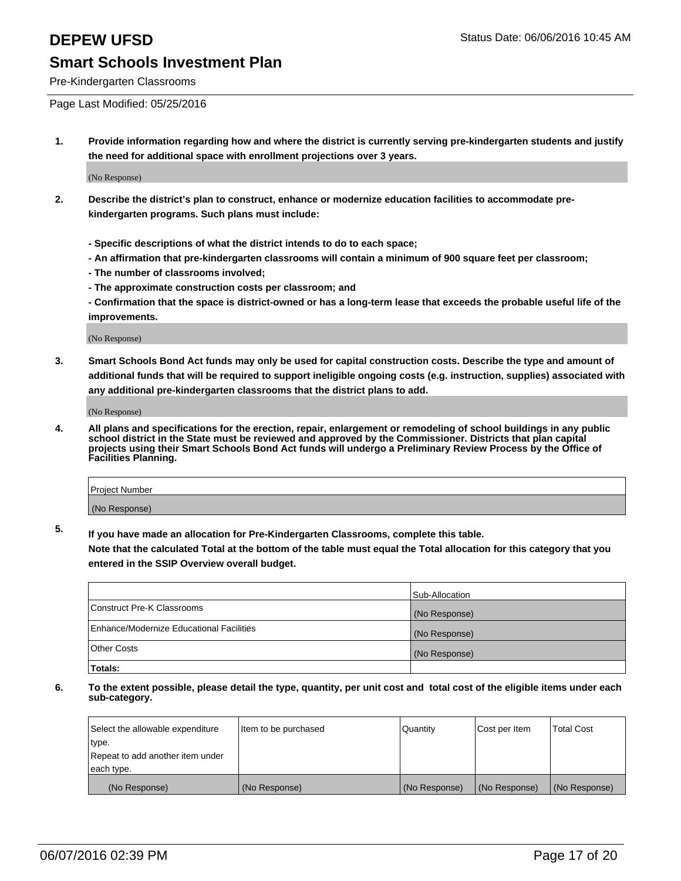# DEPEW UFSD

Status Date: 06/06/2016 10:45 AM

## Smart Schools Investment Plan

Pre-Kindergarten Classrooms

Page Last Modified: 05/25/2016

**1. Provide information regarding how and where the district is currently serving pre-kindergarten students and justify the need for additional space with enrollment projections over 3 years.**

(No Response)

**2. Describe the district's plan to construct, enhance or modernize education facilities to accommodate pre-kindergarten programs. Such plans must include:**

**- Specific descriptions of what the district intends to do to each space;**

**- An affirmation that pre-kindergarten classrooms will contain a minimum of 900 square feet per classroom;**

**- The number of classrooms involved;**

**- The approximate construction costs per classroom; and**

**- Confirmation that the space is district-owned or has a long-term lease that exceeds the probable useful life of the improvements.**

(No Response)

**3. Smart Schools Bond Act funds may only be used for capital construction costs. Describe the type and amount of additional funds that will be required to support ineligible ongoing costs (e.g. instruction, supplies) associated with any additional pre-kindergarten classrooms that the district plans to add.**

(No Response)

**4. All plans and specifications for the erection, repair, enlargement or remodeling of school buildings in any public school district in the State must be reviewed and approved by the Commissioner. Districts that plan capital projects using their Smart Schools Bond Act funds will undergo a Preliminary Review Process by the Office of Facilities Planning.**

| Project Number |
|---|
| (No Response) |

**5. If you have made an allocation for Pre-Kindergarten Classrooms, complete this table.**

**Note that the calculated Total at the bottom of the table must equal the Total allocation for this category that you entered in the SSIP Overview overall budget.**

| | Sub-Allocation |
|---|---|
| Construct Pre-K Classrooms | (No Response) |
| Enhance/Modernize Educational Facilities | (No Response) |
| Other Costs | (No Response) |
| **Totals:** | |

**6. To the extent possible, please detail the type, quantity, per unit cost and total cost of the eligible items under each sub-category.**

| Select the allowable expenditure type. Repeat to add another item under each type. | Item to be purchased | Quantity | Cost per Item | Total Cost |
|---|---|---|---|---|
| (No Response) | (No Response) | (No Response) | (No Response) | (No Response) |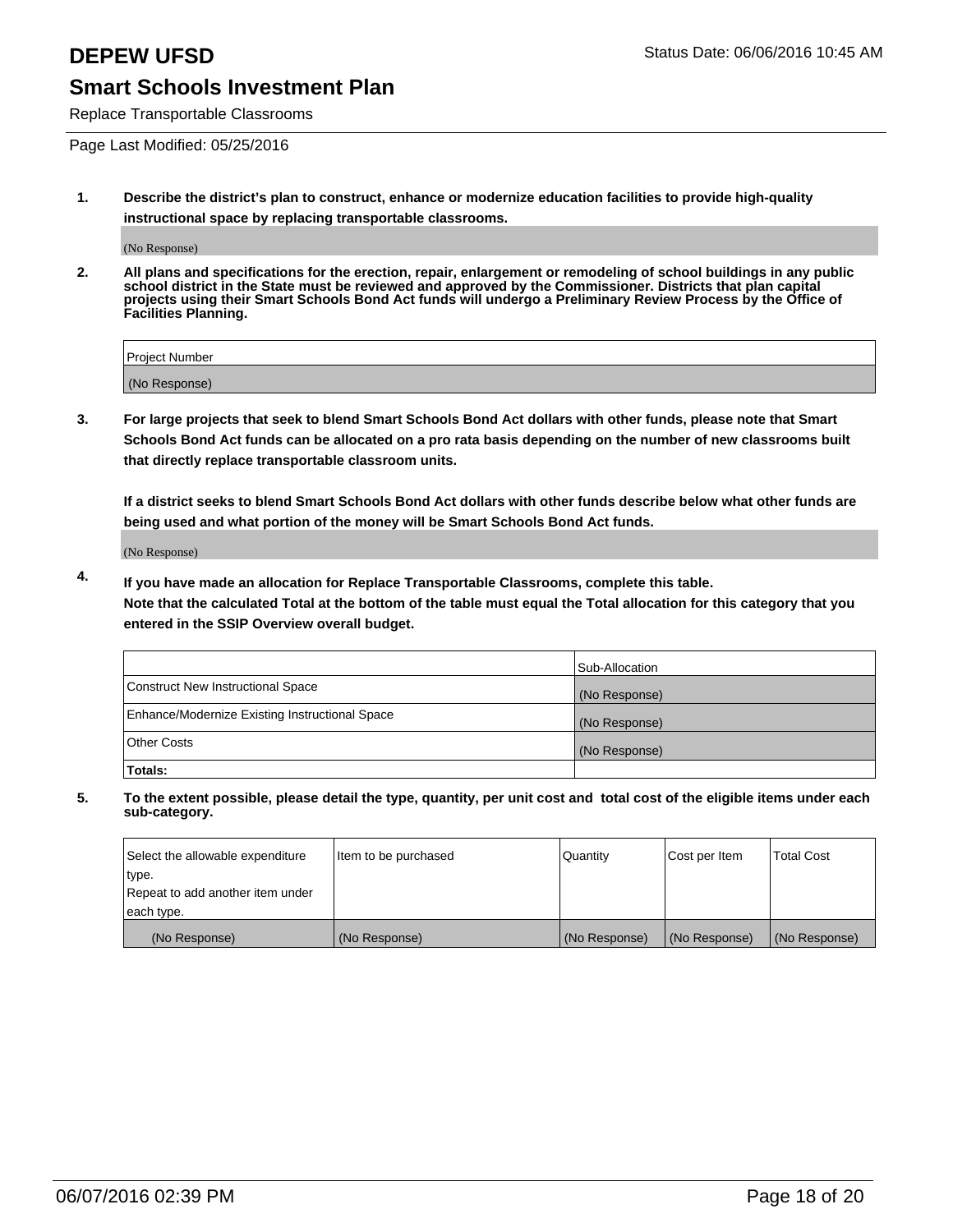# DEPEW UFSD

Status Date: 06/06/2016 10:45 AM

## Smart Schools Investment Plan

Replace Transportable Classrooms

Page Last Modified: 05/25/2016

**1. Describe the district's plan to construct, enhance or modernize education facilities to provide high-quality instructional space by replacing transportable classrooms.**

(No Response)

**2. All plans and specifications for the erection, repair, enlargement or remodeling of school buildings in any public school district in the State must be reviewed and approved by the Commissioner. Districts that plan capital projects using their Smart Schools Bond Act funds will undergo a Preliminary Review Process by the Office of Facilities Planning.**

| Project Number |
|---|
| (No Response) |

**3. For large projects that seek to blend Smart Schools Bond Act dollars with other funds, please note that Smart Schools Bond Act funds can be allocated on a pro rata basis depending on the number of new classrooms built that directly replace transportable classroom units.**

**If a district seeks to blend Smart Schools Bond Act dollars with other funds describe below what other funds are being used and what portion of the money will be Smart Schools Bond Act funds.**

(No Response)

**4. If you have made an allocation for Replace Transportable Classrooms, complete this table. Note that the calculated Total at the bottom of the table must equal the Total allocation for this category that you entered in the SSIP Overview overall budget.**

| | Sub-Allocation |
|---|---|
| Construct New Instructional Space | (No Response) |
| Enhance/Modernize Existing Instructional Space | (No Response) |
| Other Costs | (No Response) |
| **Totals:** | |

**5. To the extent possible, please detail the type, quantity, per unit cost and total cost of the eligible items under each sub-category.**

| Select the allowable expenditure type. Repeat to add another item under each type. | Item to be purchased | Quantity | Cost per Item | Total Cost |
|---|---|---|---|---|
| (No Response) | (No Response) | (No Response) | (No Response) | (No Response) |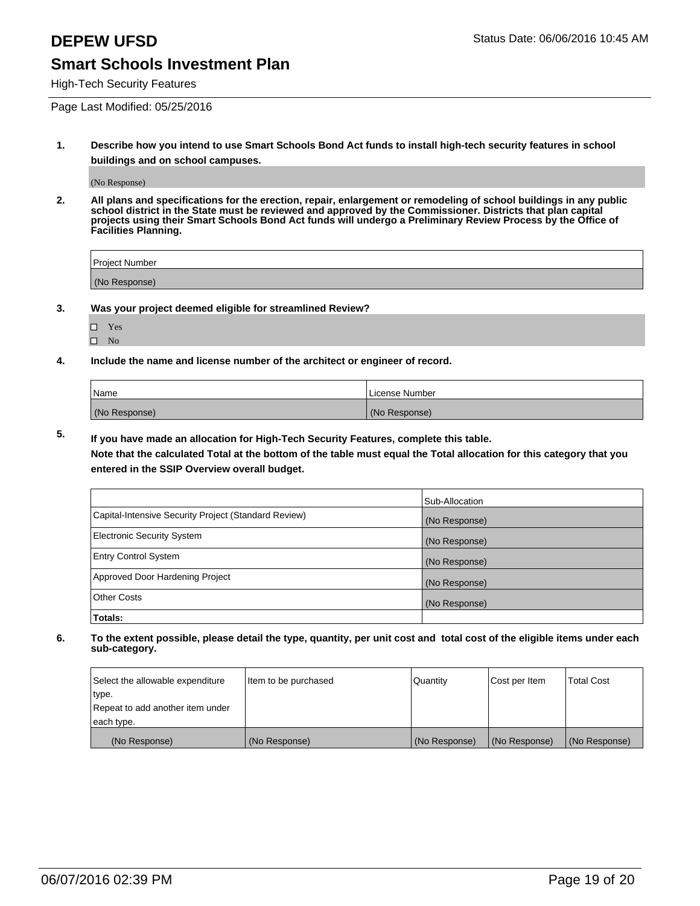# DEPEW UFSD

Status Date: 06/06/2016 10:45 AM

## Smart Schools Investment Plan

High-Tech Security Features

Page Last Modified: 05/25/2016

**1. Describe how you intend to use Smart Schools Bond Act funds to install high-tech security features in school buildings and on school campuses.**

(No Response)

**2. All plans and specifications for the erection, repair, enlargement or remodeling of school buildings in any public school district in the State must be reviewed and approved by the Commissioner. Districts that plan capital projects using their Smart Schools Bond Act funds will undergo a Preliminary Review Process by the Office of Facilities Planning.**

| Project Number |
| --- |
| (No Response) |

**3. Was your project deemed eligible for streamlined Review?**

- ☐ Yes
- ☐ No

**4. Include the name and license number of the architect or engineer of record.**

| Name | License Number |
| --- | --- |
| (No Response) | (No Response) |

**5. If you have made an allocation for High-Tech Security Features, complete this table.**
**Note that the calculated Total at the bottom of the table must equal the Total allocation for this category that you entered in the SSIP Overview overall budget.**

| | Sub-Allocation |
| --- | --- |
| Capital-Intensive Security Project (Standard Review) | (No Response) |
| Electronic Security System | (No Response) |
| Entry Control System | (No Response) |
| Approved Door Hardening Project | (No Response) |
| Other Costs | (No Response) |
| **Totals:** | |

**6. To the extent possible, please detail the type, quantity, per unit cost and total cost of the eligible items under each sub-category.**

| Select the allowable expenditure type. Repeat to add another item under each type. | Item to be purchased | Quantity | Cost per Item | Total Cost |
| --- | --- | --- | --- | --- |
| (No Response) | (No Response) | (No Response) | (No Response) | (No Response) |